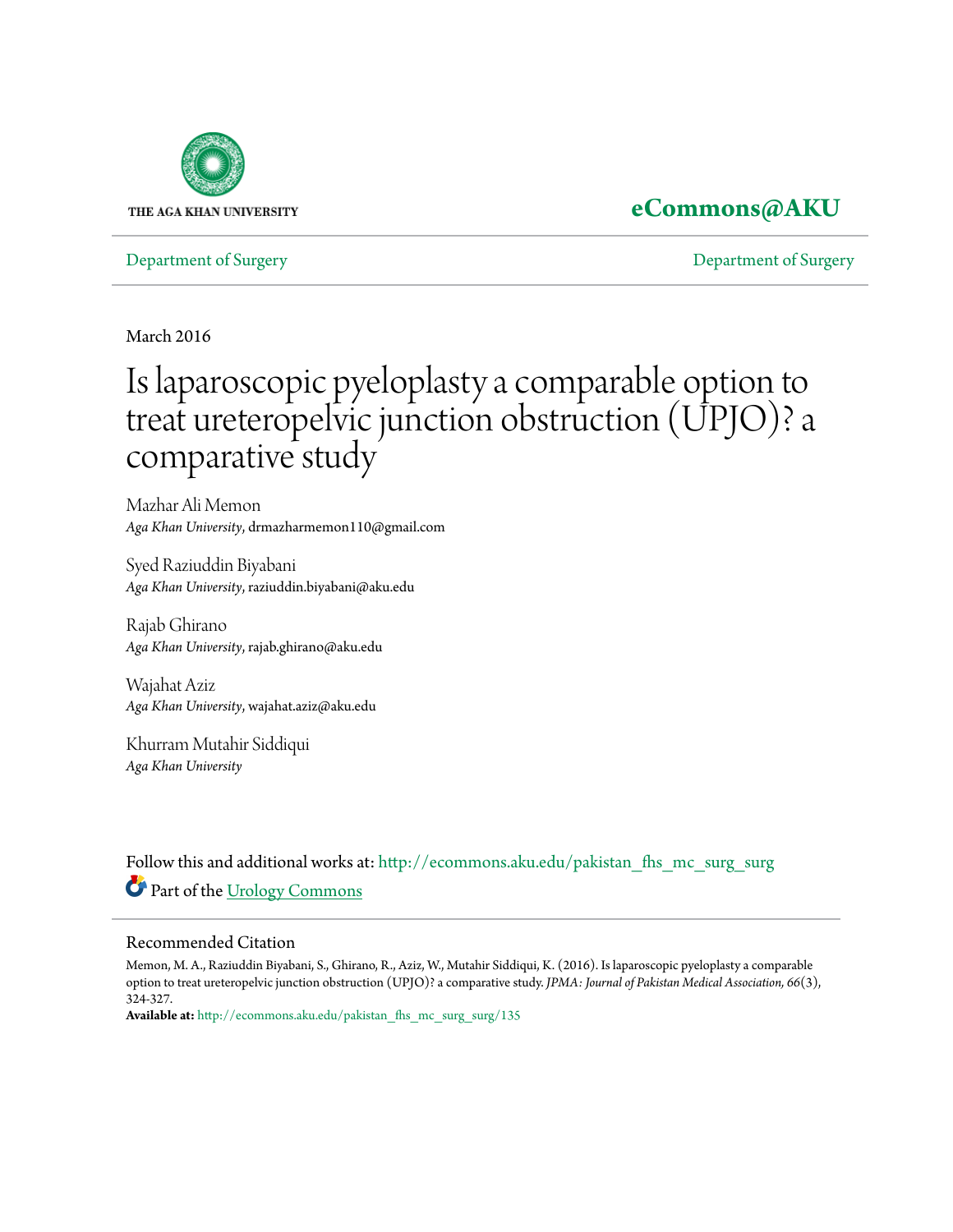THE AGA KHAN UNIVERSITY

**eCommons@AKU**

Department of Surgery | Department of Surgery

March 2016

# Is laparoscopic pyeloplasty a comparable option to treat ureteropelvic junction obstruction (UPJO)? a comparative study

Mazhar Ali Memon
*Aga Khan University*, drmazharmemon110@gmail.com

Syed Raziuddin Biyabani
*Aga Khan University*, raziuddin.biyabani@aku.edu

Rajab Ghirano
*Aga Khan University*, rajab.ghirano@aku.edu

Wajahat Aziz
*Aga Khan University*, wajahat.aziz@aku.edu

Khurram Mutahir Siddiqui
*Aga Khan University*

Follow this and additional works at: http://ecommons.aku.edu/pakistan_fhs_mc_surg_surg

Part of the Urology Commons

## Recommended Citation

Memon, M. A., Raziuddin Biyabani, S., Ghirano, R., Aziz, W., Mutahir Siddiqui, K. (2016). Is laparoscopic pyeloplasty a comparable option to treat ureteropelvic junction obstruction (UPJO)? a comparative study. *JPMA: Journal of Pakistan Medical Association, 66*(3), 324-327.

**Available at:** http://ecommons.aku.edu/pakistan_fhs_mc_surg_surg/135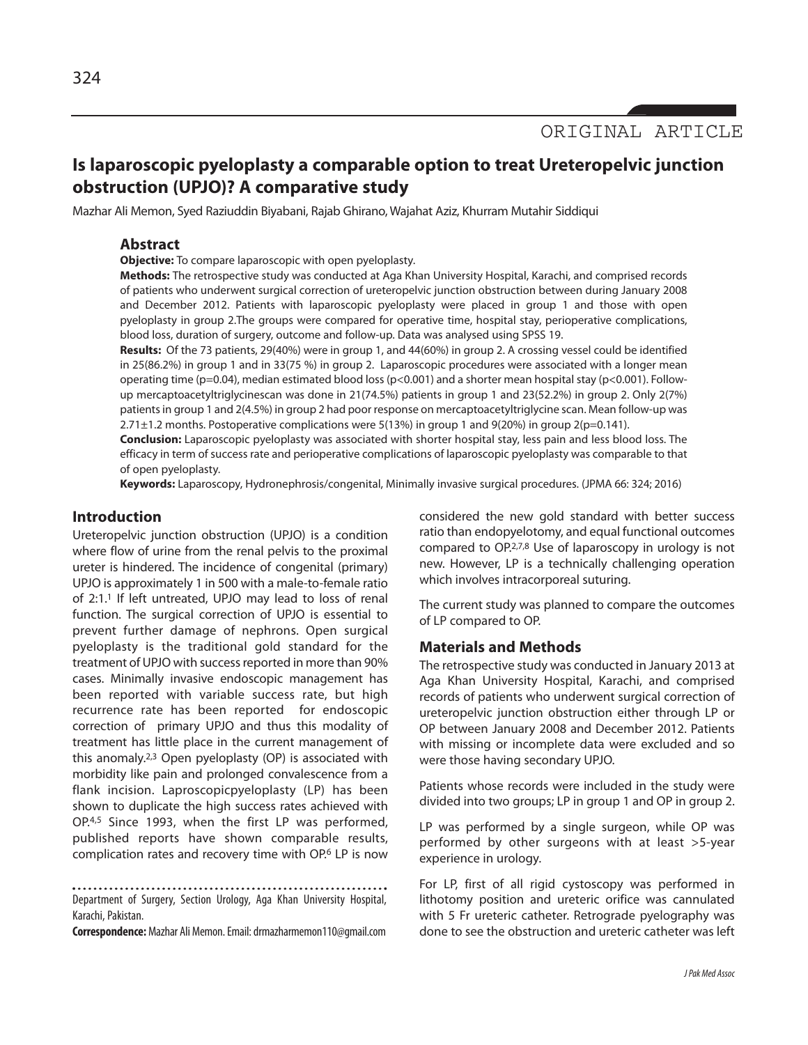ORIGINAL ARTICLE

# Is laparoscopic pyeloplasty a comparable option to treat Ureteropelvic junction obstruction (UPJO)? A comparative study

Mazhar Ali Memon, Syed Raziuddin Biyabani, Rajab Ghirano, Wajahat Aziz, Khurram Mutahir Siddiqui

## Abstract

**Objective:** To compare laparoscopic with open pyeloplasty.

**Methods:** The retrospective study was conducted at Aga Khan University Hospital, Karachi, and comprised records of patients who underwent surgical correction of ureteropelvic junction obstruction between during January 2008 and December 2012. Patients with laparoscopic pyeloplasty were placed in group 1 and those with open pyeloplasty in group 2.The groups were compared for operative time, hospital stay, perioperative complications, blood loss, duration of surgery, outcome and follow-up. Data was analysed using SPSS 19.

**Results:** Of the 73 patients, 29(40%) were in group 1, and 44(60%) in group 2. A crossing vessel could be identified in 25(86.2%) in group 1 and in 33(75 %) in group 2. Laparoscopic procedures were associated with a longer mean operating time (p=0.04), median estimated blood loss (p<0.001) and a shorter mean hospital stay (p<0.001). Follow-up mercaptoacetyltriglycinescan was done in 21(74.5%) patients in group 1 and 23(52.2%) in group 2. Only 2(7%) patients in group 1 and 2(4.5%) in group 2 had poor response on mercaptoacetyltriglycine scan. Mean follow-up was 2.71±1.2 months. Postoperative complications were 5(13%) in group 1 and 9(20%) in group 2(p=0.141).

**Conclusion:** Laparoscopic pyeloplasty was associated with shorter hospital stay, less pain and less blood loss. The efficacy in term of success rate and perioperative complications of laparoscopic pyeloplasty was comparable to that of open pyeloplasty.

**Keywords:** Laparoscopy, Hydronephrosis/congenital, Minimally invasive surgical procedures. (JPMA 66: 324; 2016)

## Introduction

Ureteropelvic junction obstruction (UPJO) is a condition where flow of urine from the renal pelvis to the proximal ureter is hindered. The incidence of congenital (primary) UPJO is approximately 1 in 500 with a male-to-female ratio of 2:1.[1] If left untreated, UPJO may lead to loss of renal function. The surgical correction of UPJO is essential to prevent further damage of nephrons. Open surgical pyeloplasty is the traditional gold standard for the treatment of UPJO with success reported in more than 90% cases. Minimally invasive endoscopic management has been reported with variable success rate, but high recurrence rate has been reported for endoscopic correction of primary UPJO and thus this modality of treatment has little place in the current management of this anomaly.[2,3] Open pyeloplasty (OP) is associated with morbidity like pain and prolonged convalescence from a flank incision. Laproscopicpyeloplasty (LP) has been shown to duplicate the high success rates achieved with OP.[4,5] Since 1993, when the first LP was performed, published reports have shown comparable results, complication rates and recovery time with OP.[6] LP is now considered the new gold standard with better success ratio than endopyelotomy, and equal functional outcomes compared to OP.[2,7,8] Use of laparoscopy in urology is not new. However, LP is a technically challenging operation which involves intracorporeal suturing.

The current study was planned to compare the outcomes of LP compared to OP.

Department of Surgery, Section Urology, Aga Khan University Hospital, Karachi, Pakistan.

**Correspondence:** Mazhar Ali Memon. Email: drmazharmemon110@gmail.com

## Materials and Methods

The retrospective study was conducted in January 2013 at Aga Khan University Hospital, Karachi, and comprised records of patients who underwent surgical correction of ureteropelvic junction obstruction either through LP or OP between January 2008 and December 2012. Patients with missing or incomplete data were excluded and so were those having secondary UPJO.

Patients whose records were included in the study were divided into two groups; LP in group 1 and OP in group 2.

LP was performed by a single surgeon, while OP was performed by other surgeons with at least >5-year experience in urology.

For LP, first of all rigid cystoscopy was performed in lithotomy position and ureteric orifice was cannulated with 5 Fr ureteric catheter. Retrograde pyelography was done to see the obstruction and ureteric catheter was left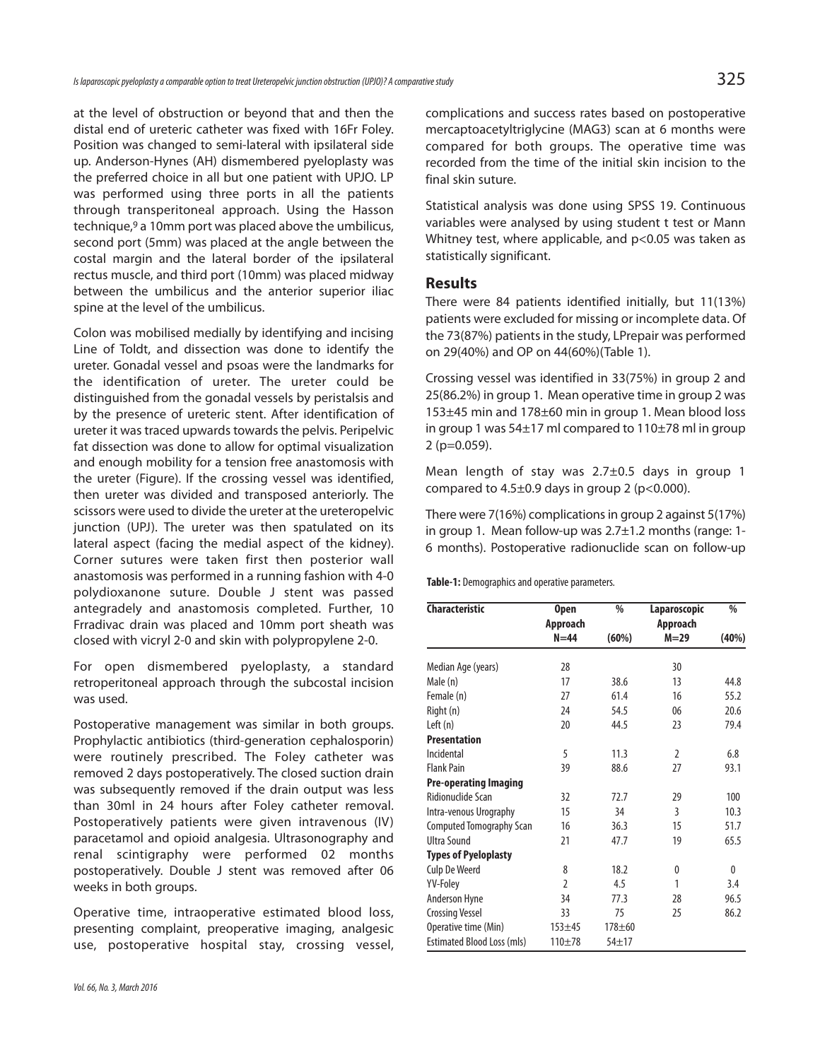at the level of obstruction or beyond that and then the distal end of ureteric catheter was fixed with 16Fr Foley. Position was changed to semi-lateral with ipsilateral side up. Anderson-Hynes (AH) dismembered pyeloplasty was the preferred choice in all but one patient with UPJO. LP was performed using three ports in all the patients through transperitoneal approach. Using the Hasson technique,[9] a 10mm port was placed above the umbilicus, second port (5mm) was placed at the angle between the costal margin and the lateral border of the ipsilateral rectus muscle, and third port (10mm) was placed midway between the umbilicus and the anterior superior iliac spine at the level of the umbilicus.

Colon was mobilised medially by identifying and incising Line of Toldt, and dissection was done to identify the ureter. Gonadal vessel and psoas were the landmarks for the identification of ureter. The ureter could be distinguished from the gonadal vessels by peristalsis and by the presence of ureteric stent. After identification of ureter it was traced upwards towards the pelvis. Peripelvic fat dissection was done to allow for optimal visualization and enough mobility for a tension free anastomosis with the ureter (Figure). If the crossing vessel was identified, then ureter was divided and transposed anteriorly. The scissors were used to divide the ureter at the ureteropelvic junction (UPJ). The ureter was then spatulated on its lateral aspect (facing the medial aspect of the kidney). Corner sutures were taken first then posterior wall anastomosis was performed in a running fashion with 4-0 polydioxanone suture. Double J stent was passed antegradely and anastomosis completed. Further, 10 Frradivac drain was placed and 10mm port sheath was closed with vicryl 2-0 and skin with polypropylene 2-0.

For open dismembered pyeloplasty, a standard retroperitoneal approach through the subcostal incision was used.

Postoperative management was similar in both groups. Prophylactic antibiotics (third-generation cephalosporin) were routinely prescribed. The Foley catheter was removed 2 days postoperatively. The closed suction drain was subsequently removed if the drain output was less than 30ml in 24 hours after Foley catheter removal. Postoperatively patients were given intravenous (IV) paracetamol and opioid analgesia. Ultrasonography and renal scintigraphy were performed 02 months postoperatively. Double J stent was removed after 06 weeks in both groups.

Operative time, intraoperative estimated blood loss, presenting complaint, preoperative imaging, analgesic use, postoperative hospital stay, crossing vessel, complications and success rates based on postoperative mercaptoacetyltriglycine (MAG3) scan at 6 months were compared for both groups. The operative time was recorded from the time of the initial skin incision to the final skin suture.

Statistical analysis was done using SPSS 19. Continuous variables were analysed by using student t test or Mann Whitney test, where applicable, and $p<0.05$ was taken as statistically significant.

## Results

There were 84 patients identified initially, but 11(13%) patients were excluded for missing or incomplete data. Of the 73(87%) patients in the study, LPrepair was performed on 29(40%) and OP on 44(60%)(Table 1).

Crossing vessel was identified in 33(75%) in group 2 and 25(86.2%) in group 1. Mean operative time in group 2 was 153±45 min and 178±60 min in group 1. Mean blood loss in group 1 was 54±17 ml compared to 110±78 ml in group 2 ($p=0.059$).

Mean length of stay was 2.7±0.5 days in group 1 compared to 4.5±0.9 days in group 2 ($p<0.000$).

There were 7(16%) complications in group 2 against 5(17%) in group 1. Mean follow-up was 2.7±1.2 months (range: 1-6 months). Postoperative radionuclide scan on follow-up

**Table-1:** Demographics and operative parameters.

| Characteristic | Open Approach N=44 | % (60%) | Laparoscopic Approach M=29 | % (40%) |
|---|---|---|---|---|
| Median Age (years) | 28 | | 30 | |
| Male (n) | 17 | 38.6 | 13 | 44.8 |
| Female (n) | 27 | 61.4 | 16 | 55.2 |
| Right (n) | 24 | 54.5 | 06 | 20.6 |
| Left (n) | 20 | 44.5 | 23 | 79.4 |
| **Presentation** | | | | |
| Incidental | 5 | 11.3 | 2 | 6.8 |
| Flank Pain | 39 | 88.6 | 27 | 93.1 |
| **Pre-operating Imaging** | | | | |
| Ridionuclide Scan | 32 | 72.7 | 29 | 100 |
| Intra-venous Urography | 15 | 34 | 3 | 10.3 |
| Computed Tomography Scan | 16 | 36.3 | 15 | 51.7 |
| Ultra Sound | 21 | 47.7 | 19 | 65.5 |
| **Types of Pyeloplasty** | | | | |
| Culp De Weerd | 8 | 18.2 | 0 | 0 |
| YV-Foley | 2 | 4.5 | 1 | 3.4 |
| Anderson Hyne | 34 | 77.3 | 28 | 96.5 |
| Crossing Vessel | 33 | 75 | 25 | 86.2 |
| Operative time (Min) | 153±45 | 178±60 | | |
| Estimated Blood Loss (mls) | 110±78 | 54±17 | | |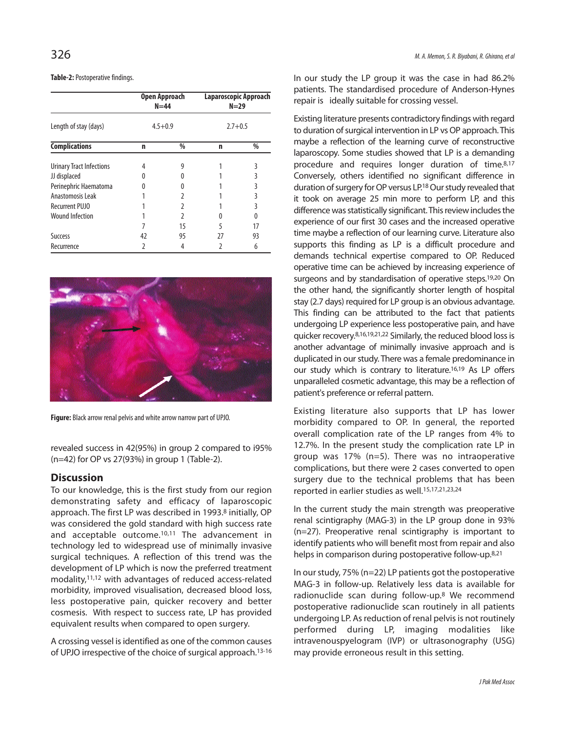**Table-2:** Postoperative findings.

| | Open Approach N=44 | | Laparoscopic Approach N=29 | |
|---|---|---|---|---|
| Length of stay (days) | 4.5+0.9 | | 2.7+0.5 | |
| **Complications** | **n** | **%** | **n** | **%** |
| Urinary Tract Infections | 4 | 9 | 1 | 3 |
| JJ displaced | 0 | 0 | 1 | 3 |
| Perinephric Haematoma | 0 | 0 | 1 | 3 |
| Anastomosis Leak | 1 | 2 | 1 | 3 |
| Recurrent PUJO | 1 | 2 | 1 | 3 |
| Wound Infection | 1 | 2 | 0 | 0 |
| | 7 | 15 | 5 | 17 |
| Success | 42 | 95 | 27 | 93 |
| Recurrence | 2 | 4 | 2 | 6 |

**Figure:** Black arrow renal pelvis and white arrow narrow part of UPJO.

revealed success in 42(95%) in group 2 compared to i95% (n=42) for OP vs 27(93%) in group 1 (Table-2).

## Discussion

To our knowledge, this is the first study from our region demonstrating safety and efficacy of laparoscopic approach. The first LP was described in 1993.[8] initially, OP was considered the gold standard with high success rate and acceptable outcome.[10,11] The advancement in technology led to widespread use of minimally invasive surgical techniques. A reflection of this trend was the development of LP which is now the preferred treatment modality,[11,12] with advantages of reduced access-related morbidity, improved visualisation, decreased blood loss, less postoperative pain, quicker recovery and better cosmesis. With respect to success rate, LP has provided equivalent results when compared to open surgery.

A crossing vessel is identified as one of the common causes of UPJO irrespective of the choice of surgical approach.[13-16] In our study the LP group it was the case in had 86.2% patients. The standardised procedure of Anderson-Hynes repair is ideally suitable for crossing vessel.

Existing literature presents contradictory findings with regard to duration of surgical intervention in LP vs OP approach. This maybe a reflection of the learning curve of reconstructive laparoscopy. Some studies showed that LP is a demanding procedure and requires longer duration of time.[8,17] Conversely, others identified no significant difference in duration of surgery for OP versus LP.[18] Our study revealed that it took on average 25 min more to perform LP, and this difference was statistically significant. This review includes the experience of our first 30 cases and the increased operative time maybe a reflection of our learning curve. Literature also supports this finding as LP is a difficult procedure and demands technical expertise compared to OP. Reduced operative time can be achieved by increasing experience of surgeons and by standardisation of operative steps.[19,20] On the other hand, the significantly shorter length of hospital stay (2.7 days) required for LP group is an obvious advantage. This finding can be attributed to the fact that patients undergoing LP experience less postoperative pain, and have quicker recovery.[8,16,19,21,22] Similarly, the reduced blood loss is another advantage of minimally invasive approach and is duplicated in our study. There was a female predominance in our study which is contrary to literature.[16,19] As LP offers unparalleled cosmetic advantage, this may be a reflection of patient's preference or referral pattern.

Existing literature also supports that LP has lower morbidity compared to OP. In general, the reported overall complication rate of the LP ranges from 4% to 12.7%. In the present study the complication rate LP in group was 17% (n=5). There was no intraoperative complications, but there were 2 cases converted to open surgery due to the technical problems that has been reported in earlier studies as well.[15,17,21,23,24]

In the current study the main strength was preoperative renal scintigraphy (MAG-3) in the LP group done in 93% (n=27). Preoperative renal scintigraphy is important to identify patients who will benefit most from repair and also helps in comparison during postoperative follow-up.[8,21]

In our study, 75% (n=22) LP patients got the postoperative MAG-3 in follow-up. Relatively less data is available for radionuclide scan during follow-up.[8] We recommend postoperative radionuclide scan routinely in all patients undergoing LP. As reduction of renal pelvis is not routinely performed during LP, imaging modalities like intravenouspyelogram (IVP) or ultrasonography (USG) may provide erroneous result in this setting.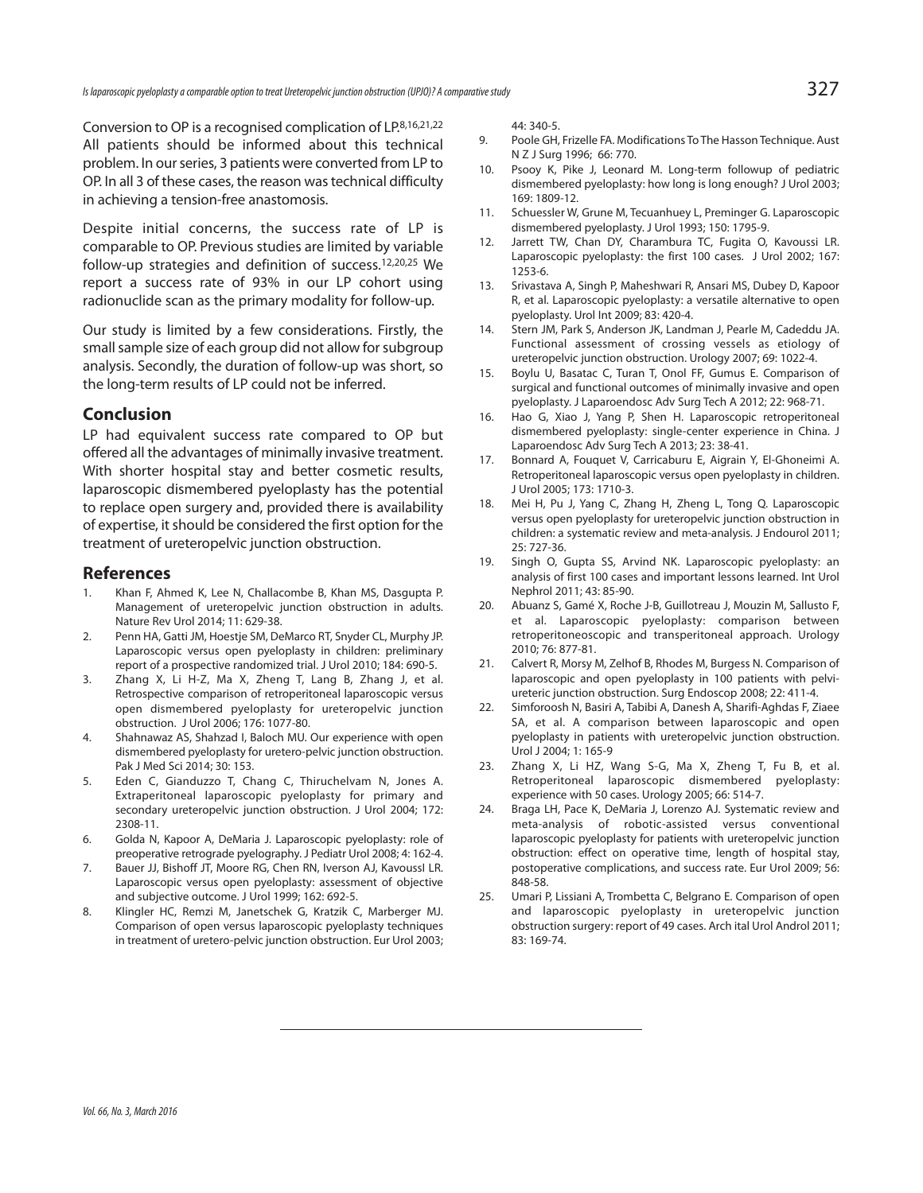Conversion to OP is a recognised complication of LP.[8,16,21,22] All patients should be informed about this technical problem. In our series, 3 patients were converted from LP to OP. In all 3 of these cases, the reason was technical difficulty in achieving a tension-free anastomosis.

Despite initial concerns, the success rate of LP is comparable to OP. Previous studies are limited by variable follow-up strategies and definition of success.[12,20,25] We report a success rate of 93% in our LP cohort using radionuclide scan as the primary modality for follow-up.

Our study is limited by a few considerations. Firstly, the small sample size of each group did not allow for subgroup analysis. Secondly, the duration of follow-up was short, so the long-term results of LP could not be inferred.

## Conclusion

LP had equivalent success rate compared to OP but offered all the advantages of minimally invasive treatment. With shorter hospital stay and better cosmetic results, laparoscopic dismembered pyeloplasty has the potential to replace open surgery and, provided there is availability of expertise, it should be considered the first option for the treatment of ureteropelvic junction obstruction.

## References

1. Khan F, Ahmed K, Lee N, Challacombe B, Khan MS, Dasgupta P. Management of ureteropelvic junction obstruction in adults. Nature Rev Urol 2014; 11: 629-38.
2. Penn HA, Gatti JM, Hoestje SM, DeMarco RT, Snyder CL, Murphy JP. Laparoscopic versus open pyeloplasty in children: preliminary report of a prospective randomized trial. J Urol 2010; 184: 690-5.
3. Zhang X, Li H-Z, Ma X, Zheng T, Lang B, Zhang J, et al. Retrospective comparison of retroperitoneal laparoscopic versus open dismembered pyeloplasty for ureteropelvic junction obstruction. J Urol 2006; 176: 1077-80.
4. Shahnawaz AS, Shahzad I, Baloch MU. Our experience with open dismembered pyeloplasty for uretero-pelvic junction obstruction. Pak J Med Sci 2014; 30: 153.
5. Eden C, Gianduzzo T, Chang C, Thiruchelvam N, Jones A. Extraperitoneal laparoscopic pyeloplasty for primary and secondary ureteropelvic junction obstruction. J Urol 2004; 172: 2308-11.
6. Golda N, Kapoor A, DeMaria J. Laparoscopic pyeloplasty: role of preoperative retrograde pyelography. J Pediatr Urol 2008; 4: 162-4.
7. Bauer JJ, Bishoff JT, Moore RG, Chen RN, Iverson AJ, KavoussI LR. Laparoscopic versus open pyeloplasty: assessment of objective and subjective outcome. J Urol 1999; 162: 692-5.
8. Klingler HC, Remzi M, Janetschek G, Kratzik C, Marberger MJ. Comparison of open versus laparoscopic pyeloplasty techniques in treatment of uretero-pelvic junction obstruction. Eur Urol 2003; 44: 340-5.
9. Poole GH, Frizelle FA. Modifications To The Hasson Technique. Aust N Z J Surg 1996; 66: 770.
10. Psooy K, Pike J, Leonard M. Long-term followup of pediatric dismembered pyeloplasty: how long is long enough? J Urol 2003; 169: 1809-12.
11. Schuessler W, Grune M, Tecuanhuey L, Preminger G. Laparoscopic dismembered pyeloplasty. J Urol 1993; 150: 1795-9.
12. Jarrett TW, Chan DY, Charambura TC, Fugita O, Kavoussi LR. Laparoscopic pyeloplasty: the first 100 cases. J Urol 2002; 167: 1253-6.
13. Srivastava A, Singh P, Maheshwari R, Ansari MS, Dubey D, Kapoor R, et al. Laparoscopic pyeloplasty: a versatile alternative to open pyeloplasty. Urol Int 2009; 83: 420-4.
14. Stern JM, Park S, Anderson JK, Landman J, Pearle M, Cadeddu JA. Functional assessment of crossing vessels as etiology of ureteropelvic junction obstruction. Urology 2007; 69: 1022-4.
15. Boylu U, Basatac C, Turan T, Onol FF, Gumus E. Comparison of surgical and functional outcomes of minimally invasive and open pyeloplasty. J Laparoendosc Adv Surg Tech A 2012; 22: 968-71.
16. Hao G, Xiao J, Yang P, Shen H. Laparoscopic retroperitoneal dismembered pyeloplasty: single-center experience in China. J Laparoendosc Adv Surg Tech A 2013; 23: 38-41.
17. Bonnard A, Fouquet V, Carricaburu E, Aigrain Y, El-Ghoneimi A. Retroperitoneal laparoscopic versus open pyeloplasty in children. J Urol 2005; 173: 1710-3.
18. Mei H, Pu J, Yang C, Zhang H, Zheng L, Tong Q. Laparoscopic versus open pyeloplasty for ureteropelvic junction obstruction in children: a systematic review and meta-analysis. J Endourol 2011; 25: 727-36.
19. Singh O, Gupta SS, Arvind NK. Laparoscopic pyeloplasty: an analysis of first 100 cases and important lessons learned. Int Urol Nephrol 2011; 43: 85-90.
20. Abuanz S, Gamé X, Roche J-B, Guillotreau J, Mouzin M, Sallusto F, et al. Laparoscopic pyeloplasty: comparison between retroperitoneoscopic and transperitoneal approach. Urology 2010; 76: 877-81.
21. Calvert R, Morsy M, Zelhof B, Rhodes M, Burgess N. Comparison of laparoscopic and open pyeloplasty in 100 patients with pelvi-ureteric junction obstruction. Surg Endoscop 2008; 22: 411-4.
22. Simforoosh N, Basiri A, Tabibi A, Danesh A, Sharifi-Aghdas F, Ziaee SA, et al. A comparison between laparoscopic and open pyeloplasty in patients with ureteropelvic junction obstruction. Urol J 2004; 1: 165-9
23. Zhang X, Li HZ, Wang S-G, Ma X, Zheng T, Fu B, et al. Retroperitoneal laparoscopic dismembered pyeloplasty: experience with 50 cases. Urology 2005; 66: 514-7.
24. Braga LH, Pace K, DeMaria J, Lorenzo AJ. Systematic review and meta-analysis of robotic-assisted versus conventional laparoscopic pyeloplasty for patients with ureteropelvic junction obstruction: effect on operative time, length of hospital stay, postoperative complications, and success rate. Eur Urol 2009; 56: 848-58.
25. Umari P, Lissiani A, Trombetta C, Belgrano E. Comparison of open and laparoscopic pyeloplasty in ureteropelvic junction obstruction surgery: report of 49 cases. Arch ital Urol Androl 2011; 83: 169-74.